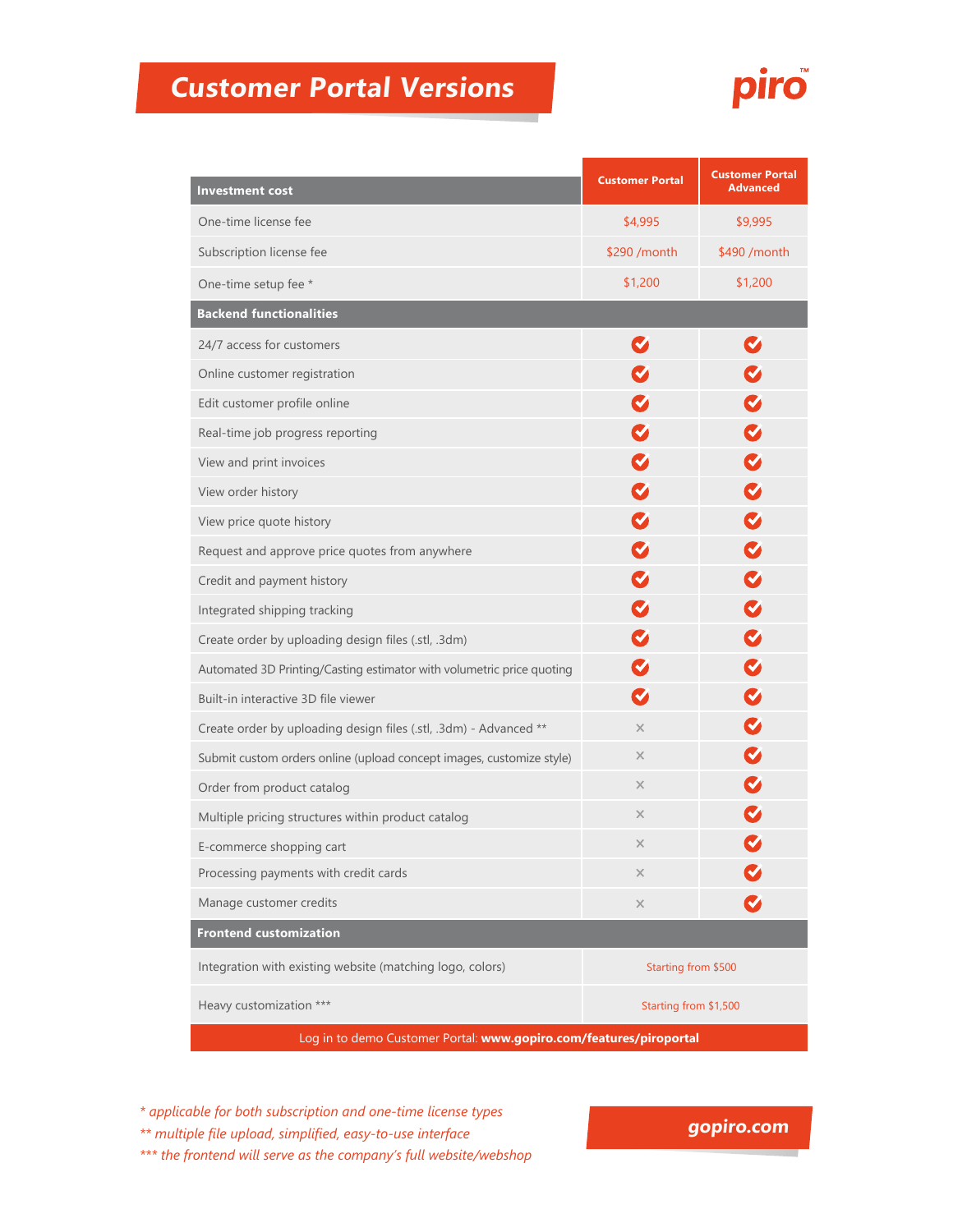# Customer Portal Versions

piro™

| Investment cost | Customer Portal | Customer Portal Advanced |
|---|---|---|
| One-time license fee | $4,995 | $9,995 |
| Subscription license fee | $290 /month | $490 /month |
| One-time setup fee * | $1,200 | $1,200 |
| **Backend functionalities** | | |
| 24/7 access for customers | ✓ | ✓ |
| Online customer registration | ✓ | ✓ |
| Edit customer profile online | ✓ | ✓ |
| Real-time job progress reporting | ✓ | ✓ |
| View and print invoices | ✓ | ✓ |
| View order history | ✓ | ✓ |
| View price quote history | ✓ | ✓ |
| Request and approve price quotes from anywhere | ✓ | ✓ |
| Credit and payment history | ✓ | ✓ |
| Integrated shipping tracking | ✓ | ✓ |
| Create order by uploading design files (.stl, .3dm) | ✓ | ✓ |
| Automated 3D Printing/Casting estimator with volumetric price quoting | ✓ | ✓ |
| Built-in interactive 3D file viewer | ✓ | ✓ |
| Create order by uploading design files (.stl, .3dm) - Advanced ** | × | ✓ |
| Submit custom orders online (upload concept images, customize style) | × | ✓ |
| Order from product catalog | × | ✓ |
| Multiple pricing structures within product catalog | × | ✓ |
| E-commerce shopping cart | × | ✓ |
| Processing payments with credit cards | × | ✓ |
| Manage customer credits | × | ✓ |
| **Frontend customization** | | |
| Integration with existing website (matching logo, colors) | Starting from $500 | |
| Heavy customization *** | Starting from $1,500 | |

Log in to demo Customer Portal: **www.gopiro.com/features/piroportal**

*\* applicable for both subscription and one-time license types*

*\*\* multiple file upload, simplified, easy-to-use interface*

*\*\*\* the frontend will serve as the company's full website/webshop*

**gopiro.com**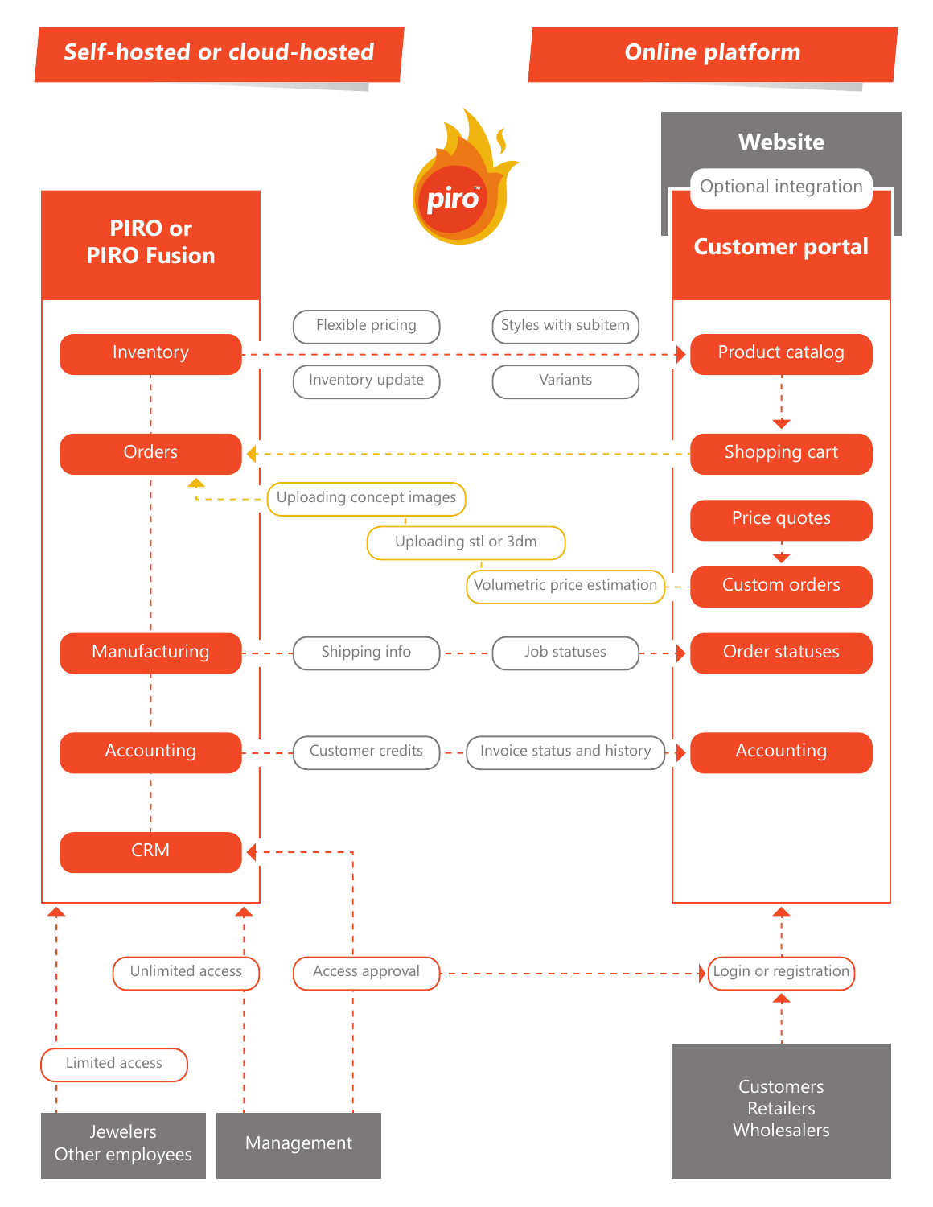# Self-hosted or cloud-hosted

# Online platform

piro

## PIRO or PIRO Fusion

Inventory

Orders

Manufacturing

Accounting

CRM

## Website

Optional integration

## Customer portal

Product catalog

Shopping cart

Price quotes

Custom orders

Order statuses

Accounting

Flexible pricing

Styles with subitem

Inventory update

Variants

Uploading concept images

Uploading stl or 3dm

Volumetric price estimation

Shipping info

Job statuses

Customer credits

Invoice status and history

Unlimited access

Access approval

Login or registration

Limited access

Jewelers
Other employees

Management

Customers
Retailers
Wholesalers